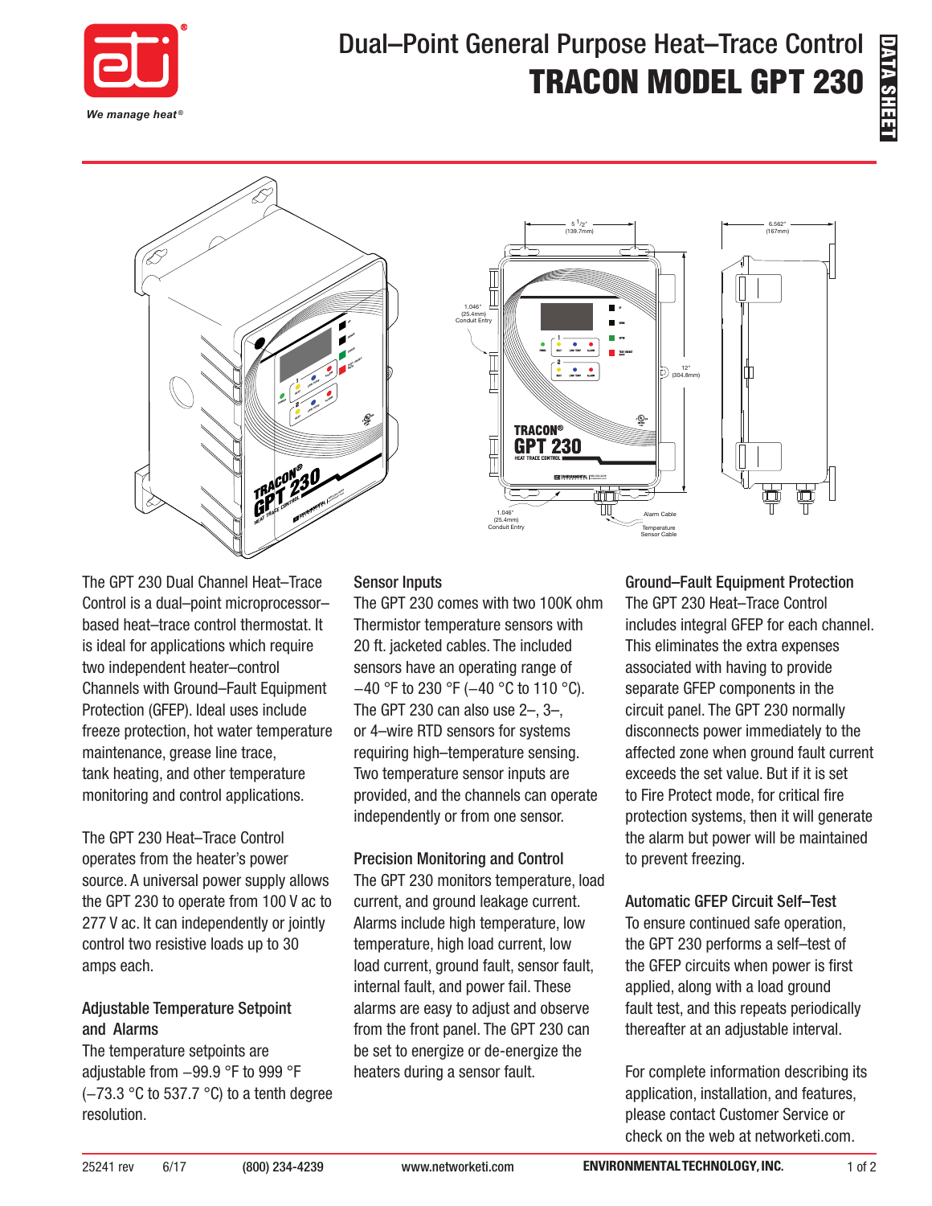# Dual–Point General Purpose Heat–Trace Control

# TRACON MODEL GPT 230

DATA SHEET

*We manage heat®*

The GPT 230 Dual Channel Heat–Trace Control is a dual–point microprocessor–based heat–trace control thermostat. It is ideal for applications which require two independent heater–control Channels with Ground–Fault Equipment Protection (GFEP). Ideal uses include freeze protection, hot water temperature maintenance, grease line trace, tank heating, and other temperature monitoring and control applications.

The GPT 230 Heat–Trace Control operates from the heater's power source. A universal power supply allows the GPT 230 to operate from 100 V ac to 277 V ac. It can independently or jointly control two resistive loads up to 30 amps each.

### Adjustable Temperature Setpoint and Alarms

The temperature setpoints are adjustable from –99.9 °F to 999 °F (–73.3 °C to 537.7 °C) to a tenth degree resolution.

### Sensor Inputs

The GPT 230 comes with two 100K ohm Thermistor temperature sensors with 20 ft. jacketed cables. The included sensors have an operating range of –40 °F to 230 °F (–40 °C to 110 °C). The GPT 230 can also use 2–, 3–, or 4–wire RTD sensors for systems requiring high–temperature sensing. Two temperature sensor inputs are provided, and the channels can operate independently or from one sensor.

### Precision Monitoring and Control

The GPT 230 monitors temperature, load current, and ground leakage current. Alarms include high temperature, low temperature, high load current, low load current, ground fault, sensor fault, internal fault, and power fail. These alarms are easy to adjust and observe from the front panel. The GPT 230 can be set to energize or de-energize the heaters during a sensor fault.

### Ground–Fault Equipment Protection

The GPT 230 Heat–Trace Control includes integral GFEP for each channel. This eliminates the extra expenses associated with having to provide separate GFEP components in the circuit panel. The GPT 230 normally disconnects power immediately to the affected zone when ground fault current exceeds the set value. But if it is set to Fire Protect mode, for critical fire protection systems, then it will generate the alarm but power will be maintained to prevent freezing.

### Automatic GFEP Circuit Self–Test

To ensure continued safe operation, the GPT 230 performs a self–test of the GFEP circuits when power is first applied, along with a load ground fault test, and this repeats periodically thereafter at an adjustable interval.

For complete information describing its application, installation, and features, please contact Customer Service or check on the web at networketi.com.

25241 rev 6/17 (800) 234-4239 www.networketi.com ENVIRONMENTAL TECHNOLOGY, INC.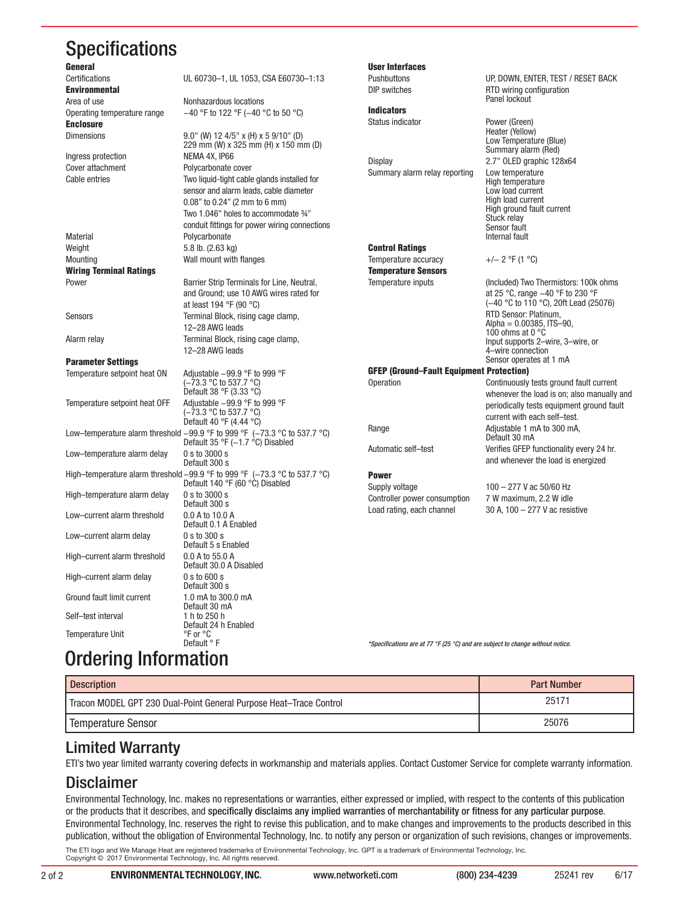# Specifications

### General

| | |
|---|---|
| Certifications | UL 60730–1, UL 1053, CSA E60730–1:13 |

### Environmental

| | |
|---|---|
| Area of use | Nonhazardous locations |
| Operating temperature range | −40 °F to 122 °F (−40 °C to 50 °C) |

### Enclosure

| | |
|---|---|
| Dimensions | 9.0" (W) 12 4/5" x (H) x 5 9/10" (D)<br>229 mm (W) x 325 mm (H) x 150 mm (D) |
| Ingress protection | NEMA 4X, IP66 |
| Cover attachment | Polycarbonate cover |
| Cable entries | Two liquid-tight cable glands installed for sensor and alarm leads, cable diameter 0.08" to 0.24" (2 mm to 6 mm)<br>Two 1.046" holes to accommodate ¾" conduit fittings for power wiring connections |
| Material | Polycarbonate |
| Weight | 5.8 lb. (2.63 kg) |
| Mounting | Wall mount with flanges |

### Wiring Terminal Ratings

| | |
|---|---|
| Power | Barrier Strip Terminals for Line, Neutral, and Ground; use 10 AWG wires rated for at least 194 °F (90 °C) |
| Sensors | Terminal Block, rising cage clamp, 12–28 AWG leads |
| Alarm relay | Terminal Block, rising cage clamp, 12–28 AWG leads |

### Parameter Settings

| | |
|---|---|
| Temperature setpoint heat ON | Adjustable −99.9 °F to 999 °F (−73.3 °C to 537.7 °C)<br>Default 38 °F (3.33 °C) |
| Temperature setpoint heat OFF | Adjustable −99.9 °F to 999 °F (−73.3 °C to 537.7 °C)<br>Default 40 °F (4.44 °C) |
| Low–temperature alarm threshold | −99.9 °F to 999 °F (−73.3 °C to 537.7 °C)<br>Default 35 °F (−1.7 °C) Disabled |
| Low–temperature alarm delay | 0 s to 3000 s<br>Default 300 s |
| High–temperature alarm threshold | −99.9 °F to 999 °F (−73.3 °C to 537.7 °C)<br>Default 140 °F (60 °C) Disabled |
| High–temperature alarm delay | 0 s to 3000 s<br>Default 300 s |
| Low–current alarm threshold | 0.0 A to 10.0 A<br>Default 0.1 A Enabled |
| Low–current alarm delay | 0 s to 300 s<br>Default 5 s Enabled |
| High–current alarm threshold | 0.0 A to 55.0 A<br>Default 30.0 A Disabled |
| High–current alarm delay | 0 s to 600 s<br>Default 300 s |
| Ground fault limit current | 1.0 mA to 300.0 mA<br>Default 30 mA |
| Self–test interval | 1 h to 250 h<br>Default 24 h Enabled |
| Temperature Unit | °F or °C<br>Default ° F |

### User Interfaces

| | |
|---|---|
| Pushbuttons | UP, DOWN, ENTER, TEST / RESET BACK |
| DIP switches | RTD wiring configuration<br>Panel lockout |

### Indicators

| | |
|---|---|
| Status indicator | Power (Green)<br>Heater (Yellow)<br>Low Temperature (Blue)<br>Summary alarm (Red) |
| Display | 2.7" OLED graphic 128x64 |
| Summary alarm relay reporting | Low temperature<br>High temperature<br>Low load current<br>High load current<br>High ground fault current<br>Stuck relay<br>Sensor fault<br>Internal fault |

### Control Ratings

| | |
|---|---|
| Temperature accuracy | +/− 2 °F (1 °C) |

### Temperature Sensors

| | |
|---|---|
| Temperature inputs | (Included) Two Thermistors: 100k ohms at 25 °C, range −40 °F to 230 °F (−40 °C to 110 °C), 20ft Lead (25076)<br>RTD Sensor: Platinum, Alpha = 0.00385, ITS–90, 100 ohms at 0 °C<br>Input supports 2–wire, 3–wire, or 4–wire connection<br>Sensor operates at 1 mA |

### GFEP (Ground–Fault Equipment Protection)

| | |
|---|---|
| Operation | Continuously tests ground fault current whenever the load is on; also manually and periodically tests equipment ground fault current with each self–test. |
| Range | Adjustable 1 mA to 300 mA,<br>Default 30 mA |
| Automatic self–test | Verifies GFEP functionality every 24 hr. and whenever the load is energized |

### Power

| | |
|---|---|
| Supply voltage | 100 – 277 V ac 50/60 Hz |
| Controller power consumption | 7 W maximum, 2.2 W idle |
| Load rating, each channel | 30 A, 100 – 277 V ac resistive |

*\*Specifications are at 77 °F (25 °C) and are subject to change without notice.*

# Ordering Information

| Description | Part Number |
|---|---|
| Tracon MODEL GPT 230 Dual-Point General Purpose Heat–Trace Control | 25171 |
| Temperature Sensor | 25076 |

## Limited Warranty

ETI's two year limited warranty covering defects in workmanship and materials applies. Contact Customer Service for complete warranty information.

## Disclaimer

Environmental Technology, Inc. makes no representations or warranties, either expressed or implied, with respect to the contents of this publication or the products that it describes, and specifically disclaims any implied warranties of merchantability or fitness for any particular purpose. Environmental Technology, Inc. reserves the right to revise this publication, and to make changes and improvements to the products described in this publication, without the obligation of Environmental Technology, Inc. to notify any person or organization of such revisions, changes or improvements.

The ETI logo and We Manage Heat are registered trademarks of Environmental Technology, Inc. GPT is a trademark of Environmental Technology, Inc.
Copyright © 2017 Environmental Technology, Inc. All rights reserved.

ENVIRONMENTAL TECHNOLOGY, INC. www.networketi.com (800) 234-4239 25241 rev 6/17